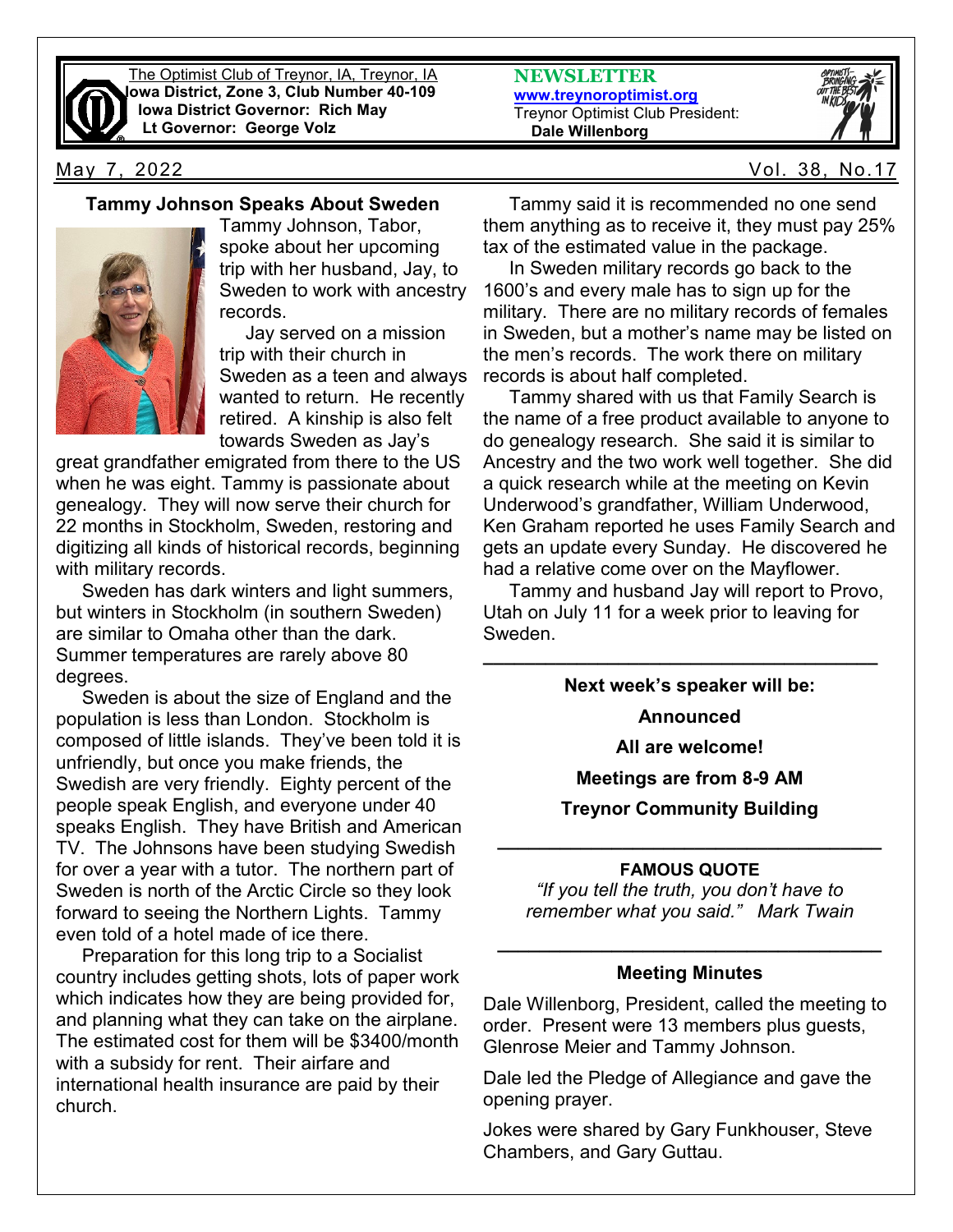The Optimist Club of Treynor, IA, Treynor, IA
**Iowa District, Zone 3, Club Number 40-109**
**Iowa District Governor: Rich May**
**Lt Governor: George Volz**

**NEWSLETTER**
**www.treynoroptimist.org**
Treynor Optimist Club President:
**Dale Willenborg**

May 7, 2022 Vol. 38, No.17

## Tammy Johnson Speaks About Sweden

Tammy Johnson, Tabor, spoke about her upcoming trip with her husband, Jay, to Sweden to work with ancestry records.

Jay served on a mission trip with their church in Sweden as a teen and always wanted to return. He recently retired. A kinship is also felt towards Sweden as Jay's great grandfather emigrated from there to the US when he was eight. Tammy is passionate about genealogy. They will now serve their church for 22 months in Stockholm, Sweden, restoring and digitizing all kinds of historical records, beginning with military records.

Sweden has dark winters and light summers, but winters in Stockholm (in southern Sweden) are similar to Omaha other than the dark. Summer temperatures are rarely above 80 degrees.

Sweden is about the size of England and the population is less than London. Stockholm is composed of little islands. They've been told it is unfriendly, but once you make friends, the Swedish are very friendly. Eighty percent of the people speak English, and everyone under 40 speaks English. They have British and American TV. The Johnsons have been studying Swedish for over a year with a tutor. The northern part of Sweden is north of the Arctic Circle so they look forward to seeing the Northern Lights. Tammy even told of a hotel made of ice there.

Preparation for this long trip to a Socialist country includes getting shots, lots of paper work which indicates how they are being provided for, and planning what they can take on the airplane. The estimated cost for them will be $3400/month with a subsidy for rent. Their airfare and international health insurance are paid by their church.

Tammy said it is recommended no one send them anything as to receive it, they must pay 25% tax of the estimated value in the package.

In Sweden military records go back to the 1600's and every male has to sign up for the military. There are no military records of females in Sweden, but a mother's name may be listed on the men's records. The work there on military records is about half completed.

Tammy shared with us that Family Search is the name of a free product available to anyone to do genealogy research. She said it is similar to Ancestry and the two work well together. She did a quick research while at the meeting on Kevin Underwood's grandfather, William Underwood, Ken Graham reported he uses Family Search and gets an update every Sunday. He discovered he had a relative come over on the Mayflower.

Tammy and husband Jay will report to Provo, Utah on July 11 for a week prior to leaving for Sweden.

---

**Next week's speaker will be:**

**Announced**

**All are welcome!**

**Meetings are from 8-9 AM**

**Treynor Community Building**

---

**FAMOUS QUOTE**

*"If you tell the truth, you don't have to remember what you said." Mark Twain*

---

### Meeting Minutes

Dale Willenborg, President, called the meeting to order. Present were 13 members plus guests, Glenrose Meier and Tammy Johnson.

Dale led the Pledge of Allegiance and gave the opening prayer.

Jokes were shared by Gary Funkhouser, Steve Chambers, and Gary Guttau.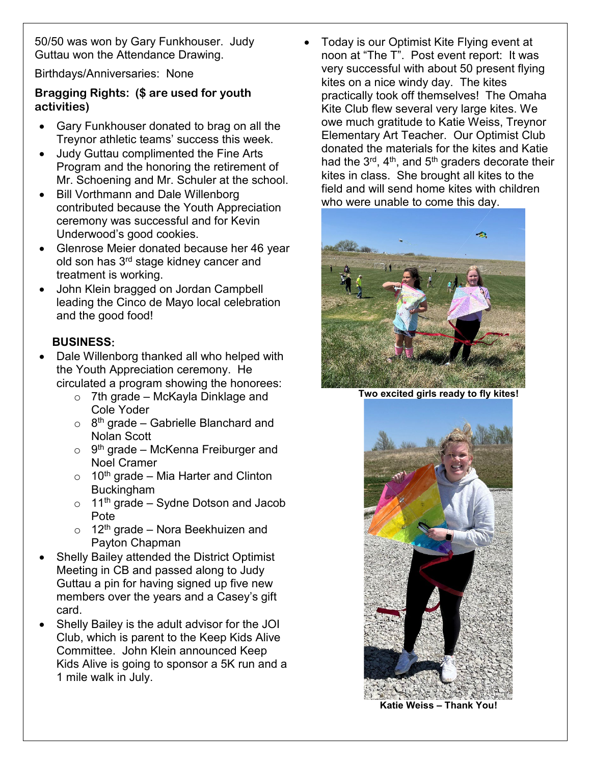50/50 was won by Gary Funkhouser. Judy Guttau won the Attendance Drawing.

Birthdays/Anniversaries: None

**Bragging Rights: ($ are used for youth activities)**

- Gary Funkhouser donated to brag on all the Treynor athletic teams' success this week.
- Judy Guttau complimented the Fine Arts Program and the honoring the retirement of Mr. Schoening and Mr. Schuler at the school.
- Bill Vorthmann and Dale Willenborg contributed because the Youth Appreciation ceremony was successful and for Kevin Underwood's good cookies.
- Glenrose Meier donated because her 46 year old son has 3rd stage kidney cancer and treatment is working.
- John Klein bragged on Jordan Campbell leading the Cinco de Mayo local celebration and the good food!

**BUSINESS:**

- Dale Willenborg thanked all who helped with the Youth Appreciation ceremony. He circulated a program showing the honorees:
  - 7th grade – McKayla Dinklage and Cole Yoder
  - 8th grade – Gabrielle Blanchard and Nolan Scott
  - 9th grade – McKenna Freiburger and Noel Cramer
  - 10th grade – Mia Harter and Clinton Buckingham
  - 11th grade – Sydne Dotson and Jacob Pote
  - 12th grade – Nora Beekhuizen and Payton Chapman
- Shelly Bailey attended the District Optimist Meeting in CB and passed along to Judy Guttau a pin for having signed up five new members over the years and a Casey's gift card.
- Shelly Bailey is the adult advisor for the JOI Club, which is parent to the Keep Kids Alive Committee. John Klein announced Keep Kids Alive is going to sponsor a 5K run and a 1 mile walk in July.
- Today is our Optimist Kite Flying event at noon at "The T". Post event report: It was very successful with about 50 present flying kites on a nice windy day. The kites practically took off themselves! The Omaha Kite Club flew several very large kites. We owe much gratitude to Katie Weiss, Treynor Elementary Art Teacher. Our Optimist Club donated the materials for the kites and Katie had the 3rd, 4th, and 5th graders decorate their kites in class. She brought all kites to the field and will send home kites with children who were unable to come this day.

**Two excited girls ready to fly kites!**

**Katie Weiss – Thank You!**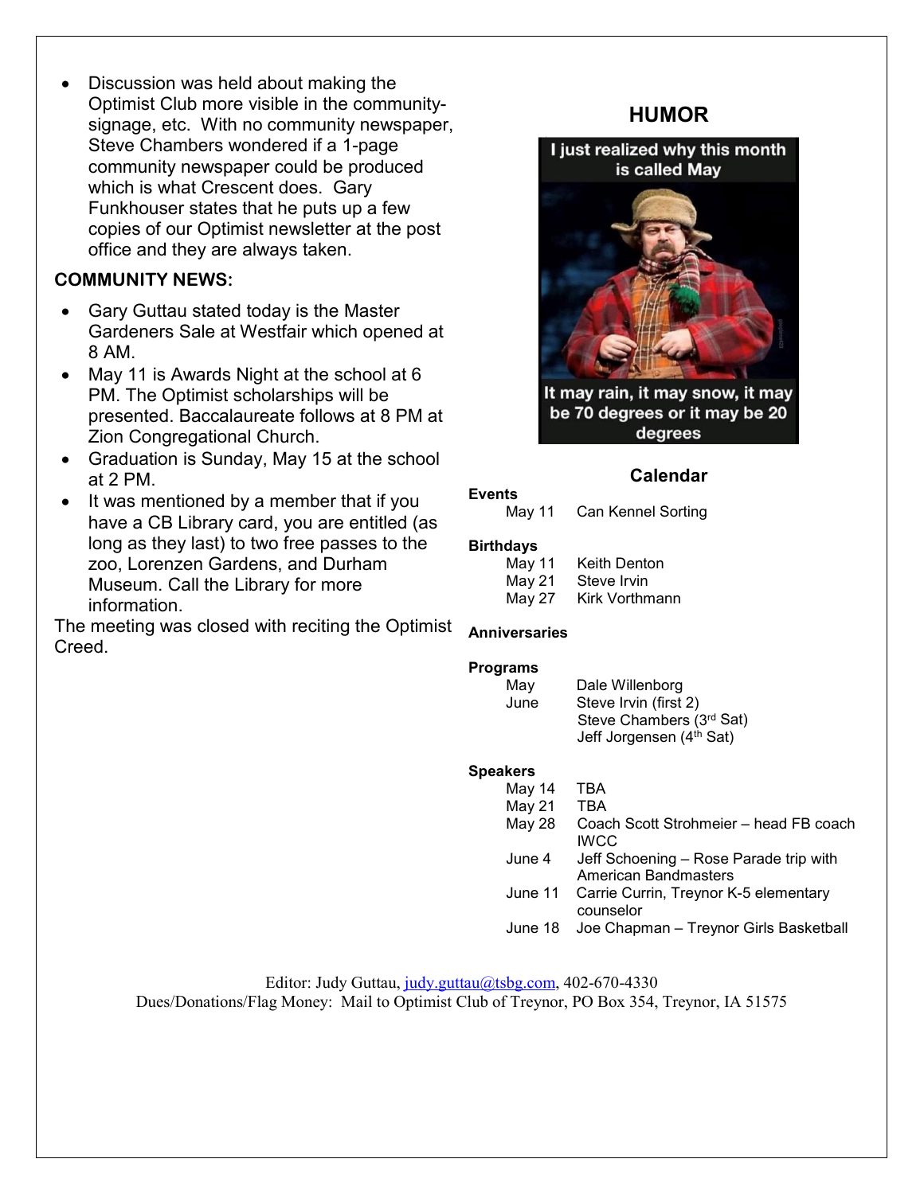- Discussion was held about making the Optimist Club more visible in the community- signage, etc. With no community newspaper, Steve Chambers wondered if a 1-page community newspaper could be produced which is what Crescent does. Gary Funkhouser states that he puts up a few copies of our Optimist newsletter at the post office and they are always taken.

**COMMUNITY NEWS:**

- Gary Guttau stated today is the Master Gardeners Sale at Westfair which opened at 8 AM.
- May 11 is Awards Night at the school at 6 PM. The Optimist scholarships will be presented. Baccalaureate follows at 8 PM at Zion Congregational Church.
- Graduation is Sunday, May 15 at the school at 2 PM.
- It was mentioned by a member that if you have a CB Library card, you are entitled (as long as they last) to two free passes to the zoo, Lorenzen Gardens, and Durham Museum. Call the Library for more information.

The meeting was closed with reciting the Optimist Creed.

## HUMOR

I just realized why this month is called May

It may rain, it may snow, it may be 70 degrees or it may be 20 degrees

## Calendar

**Events**

| | |
|---|---|
| May 11 | Can Kennel Sorting |

**Birthdays**

| | |
|---|---|
| May 11 | Keith Denton |
| May 21 | Steve Irvin |
| May 27 | Kirk Vorthmann |

**Anniversaries**

**Programs**

| | |
|---|---|
| May | Dale Willenborg |
| June | Steve Irvin (first 2)<br>Steve Chambers (3rd Sat)<br>Jeff Jorgensen (4th Sat) |

**Speakers**

| | |
|---|---|
| May 14 | TBA |
| May 21 | TBA |
| May 28 | Coach Scott Strohmeier – head FB coach IWCC |
| June 4 | Jeff Schoening – Rose Parade trip with American Bandmasters |
| June 11 | Carrie Currin, Treynor K-5 elementary counselor |
| June 18 | Joe Chapman – Treynor Girls Basketball |

Editor: Judy Guttau, judy.guttau@tsbg.com, 402-670-4330
Dues/Donations/Flag Money: Mail to Optimist Club of Treynor, PO Box 354, Treynor, IA 51575